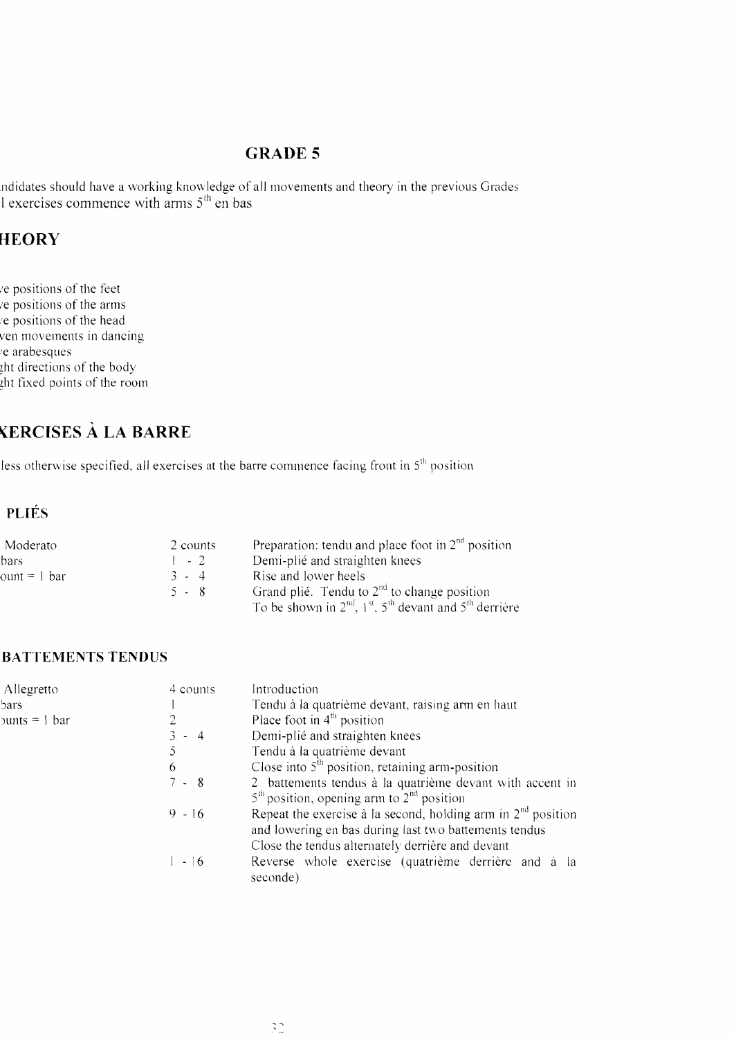# GRADE 5

ndidates should have a working knowledge of all movements and theory in the previous Grades
l exercises commence with arms 5th en bas

## HEORY

/e positions of the feet
/e positions of the arms
/e positions of the head
ven movements in dancing
/e arabesques
ght directions of the body
ght fixed points of the room

## XERCISES À LA BARRE

less otherwise specified, all exercises at the barre commence facing front in 5th position

### PLIÉS

| | | |
|---|---|---|
| Moderato | 2 counts | Preparation: tendu and place foot in 2nd position |
| bars | 1 - 2 | Demi-plié and straighten knees |
| ount = 1 bar | 3 - 4 | Rise and lower heels |
| | 5 - 8 | Grand plié. Tendu to 2nd to change position<br>To be shown in 2nd, 1st, 5th devant and 5th derrière |

### BATTEMENTS TENDUS

| | | |
|---|---|---|
| Allegretto | 4 counts | Introduction |
| bars | 1 | Tendu à la quatrième devant, raising arm en haut |
| ounts = 1 bar | 2 | Place foot in 4th position |
| | 3 - 4 | Demi-plié and straighten knees |
| | 5 | Tendu à la quatrième devant |
| | 6 | Close into 5th position, retaining arm-position |
| | 7 - 8 | 2 battements tendus à la quatrième devant with accent in 5th position, opening arm to 2nd position |
| | 9 - 16 | Repeat the exercise à la second, holding arm in 2nd position and lowering en bas during last two battements tendus<br>Close the tendus alternately derrière and devant |
| | 1 - 16 | Reverse whole exercise (quatrième derrière and à la seconde) |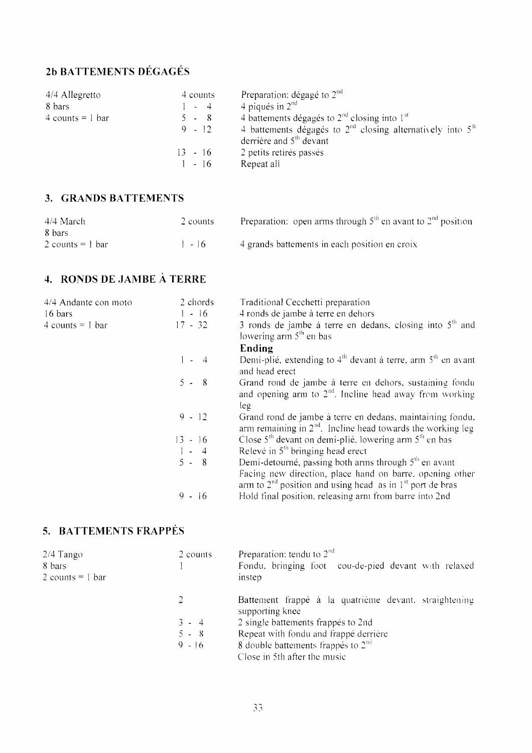## 2b BATTEMENTS DÉGAGÉS

| | | |
|---|---|---|
| 4/4 Allegretto | 4 counts | Preparation: dégagé to 2nd |
| 8 bars | 1 - 4 | 4 piqués in 2nd |
| 4 counts = 1 bar | 5 - 8 | 4 battements dégagés to 2nd closing into 1st |
| | 9 - 12 | 4 battements dégagés to 2nd closing alternatively into 5th derrière and 5th devant |
| | 13 - 16 | 2 petits retirés passés |
| | 1 - 16 | Repeat all |

## 3. GRANDS BATTEMENTS

| | | |
|---|---|---|
| 4/4 March | 2 counts | Preparation: open arms through 5th en avant to 2nd position |
| 8 bars | | |
| 2 counts = 1 bar | 1 - 16 | 4 grands battements in each position en croix |

## 4. RONDS DE JAMBE À TERRE

| | | |
|---|---|---|
| 4/4 Andante con moto | 2 chords | Traditional Cecchetti preparation |
| 16 bars | 1 - 16 | 4 ronds de jambe à terre en dehors |
| 4 counts = 1 bar | 17 - 32 | 3 ronds de jambe à terre en dedans, closing into 5th and lowering arm 5th en bas |
| | | **Ending** |
| | 1 - 4 | Demi-plié, extending to 4th devant à terre, arm 5th en avant and head erect |
| | 5 - 8 | Grand rond de jambe à terre en dehors, sustaining fondu and opening arm to 2nd. Incline head away from working leg |
| | 9 - 12 | Grand rond de jambe à terre en dedans, maintaining fondu, arm remaining in 2nd. Incline head towards the working leg |
| | 13 - 16 | Close 5th devant on demi-plié, lowering arm 5th en bas |
| | 1 - 4 | Relevé in 5th bringing head erect |
| | 5 - 8 | Demi-detourné, passing both arms through 5th en avant. Facing new direction, place hand on barre, opening other arm to 2nd position and using head as in 1st port de bras |
| | 9 - 16 | Hold final position, releasing arm from barre into 2nd |

## 5. BATTEMENTS FRAPPÉS

| | | |
|---|---|---|
| 2/4 Tango | 2 counts | Preparation: tendu to 2nd |
| 8 bars | 1 | Fondu, bringing foot cou-de-pied devant with relaxed instep |
| 2 counts = 1 bar | | |
| | 2 | Battement frappé à la quatrième devant, straightening supporting knee |
| | 3 - 4 | 2 single battements frappés to 2nd |
| | 5 - 8 | Repeat with fondu and frappé derrière |
| | 9 - 16 | 8 double battements frappés to 2nd |
| | | Close in 5th after the music |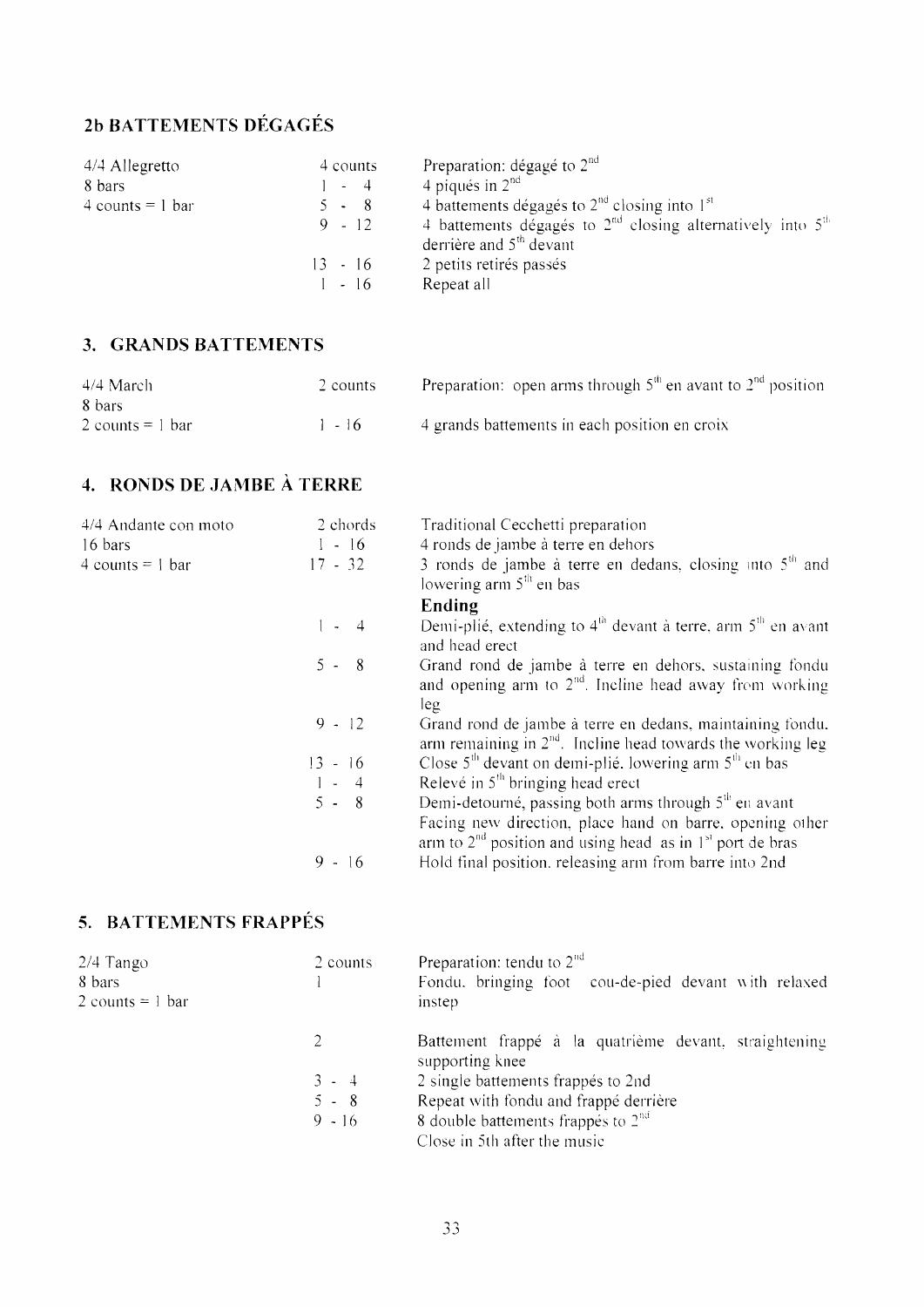## 2b BATTEMENTS DÉGAGÉS

| | | |
|---|---|---|
| 4/4 Allegretto | 4 counts | Preparation: dégagé to 2nd |
| 8 bars | 1 - 4 | 4 piqués in 2nd |
| 4 counts = 1 bar | 5 - 8 | 4 battements dégagés to 2nd closing into 1st |
| | 9 - 12 | 4 battements dégagés to 2nd closing alternatively into 5th derrière and 5th devant |
| | 13 - 16 | 2 petits retirés passés |
| | 1 - 16 | Repeat all |

## 3. GRANDS BATTEMENTS

| | | |
|---|---|---|
| 4/4 March | 2 counts | Preparation: open arms through 5th en avant to 2nd position |
| 8 bars | | |
| 2 counts = 1 bar | 1 - 16 | 4 grands battements in each position en croix |

## 4. RONDS DE JAMBE À TERRE

| | | |
|---|---|---|
| 4/4 Andante con moto | 2 chords | Traditional Cecchetti preparation |
| 16 bars | 1 - 16 | 4 ronds de jambe à terre en dehors |
| 4 counts = 1 bar | 17 - 32 | 3 ronds de jambe à terre en dedans, closing into 5th and lowering arm 5th en bas |
| | | **Ending** |
| | 1 - 4 | Demi-plié, extending to 4th devant à terre, arm 5th en avant and head erect |
| | 5 - 8 | Grand rond de jambe à terre en dehors, sustaining fondu and opening arm to 2nd. Incline head away from working leg |
| | 9 - 12 | Grand rond de jambe à terre en dedans, maintaining fondu, arm remaining in 2nd. Incline head towards the working leg |
| | 13 - 16 | Close 5th devant on demi-plié, lowering arm 5th en bas |
| | 1 - 4 | Relevé in 5th bringing head erect |
| | 5 - 8 | Demi-detourné, passing both arms through 5th en avant. Facing new direction, place hand on barre, opening other arm to 2nd position and using head as in 1st port de bras |
| | 9 - 16 | Hold final position, releasing arm from barre into 2nd |

## 5. BATTEMENTS FRAPPÉS

| | | |
|---|---|---|
| 2/4 Tango | 2 counts | Preparation: tendu to 2nd |
| 8 bars | 1 | Fondu, bringing foot cou-de-pied devant with relaxed instep |
| 2 counts = 1 bar | | |
| | 2 | Battement frappé à la quatrième devant, straightening supporting knee |
| | 3 - 4 | 2 single battements frappés to 2nd |
| | 5 - 8 | Repeat with fondu and frappé derrière |
| | 9 - 16 | 8 double battements frappés to 2nd |
| | | Close in 5th after the music |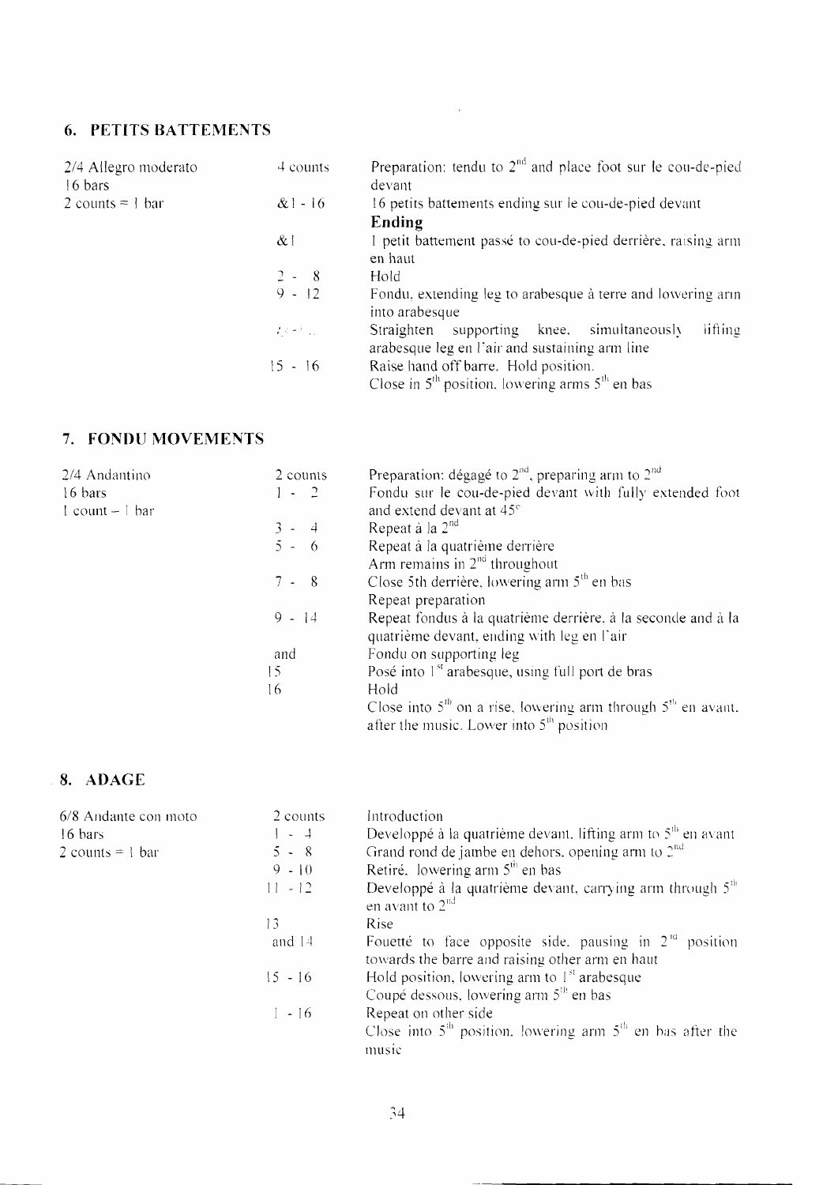## 6. PETITS BATTEMENTS

| | | |
|---|---|---|
| 2/4 Allegro moderato | 4 counts | Preparation: tendu to 2nd and place foot sur le cou-de-pied devant |
| 16 bars | | |
| 2 counts = 1 bar | &1 - 16 | 16 petits battements ending sur le cou-de-pied devant |
| | | **Ending** |
| | &1 | 1 petit battement passé to cou-de-pied derrière, raising arm en haut |
| | 2 - 8 | Hold |
| | 9 - 12 | Fondu, extending leg to arabesque à terre and lowering arm into arabesque |
| | 13 - 14 | Straighten supporting knee, simultaneously lifting arabesque leg en l'air and sustaining arm line |
| | 15 - 16 | Raise hand off barre. Hold position. |
| | | Close in 5th position, lowering arms 5th en bas |

## 7. FONDU MOVEMENTS

| | | |
|---|---|---|
| 2/4 Andantino | 2 counts | Preparation: dégagé to 2nd, preparing arm to 2nd |
| 16 bars | 1 - 2 | Fondu sur le cou-de-pied devant with fully extended foot and extend devant at 45° |
| 1 count = 1 bar | 3 - 4 | Repeat à la 2nd |
| | 5 - 6 | Repeat à la quatrième derrière |
| | | Arm remains in 2nd throughout |
| | 7 - 8 | Close 5th derrière, lowering arm 5th en bas |
| | | Repeat preparation |
| | 9 - 14 | Repeat fondus à la quatrième derrière, à la seconde and à la quatrième devant, ending with leg en l'air |
| | and | Fondu on supporting leg |
| | 15 | Posé into 1st arabesque, using full port de bras |
| | 16 | Hold |
| | | Close into 5th on a rise, lowering arm through 5th en avant, after the music. Lower into 5th position |

## 8. ADAGE

| | | |
|---|---|---|
| 6/8 Andante con moto | 2 counts | Introduction |
| 16 bars | 1 - 4 | Developpé à la quatrième devant, lifting arm to 5th en avant |
| 2 counts = 1 bar | 5 - 8 | Grand rond de jambe en dehors, opening arm to 2nd |
| | 9 - 10 | Retiré, lowering arm 5th en bas |
| | 11 - 12 | Developpé à la quatrième devant, carrying arm through 5th en avant to 2nd |
| | 13 | Rise |
| | and 14 | Fouetté to face opposite side, pausing in 2nd position towards the barre and raising other arm en haut |
| | 15 - 16 | Hold position, lowering arm to 1st arabesque |
| | | Coupé dessous, lowering arm 5th en bas |
| | 1 - 16 | Repeat on other side |
| | | Close into 5th position, lowering arm 5th en bas after the music |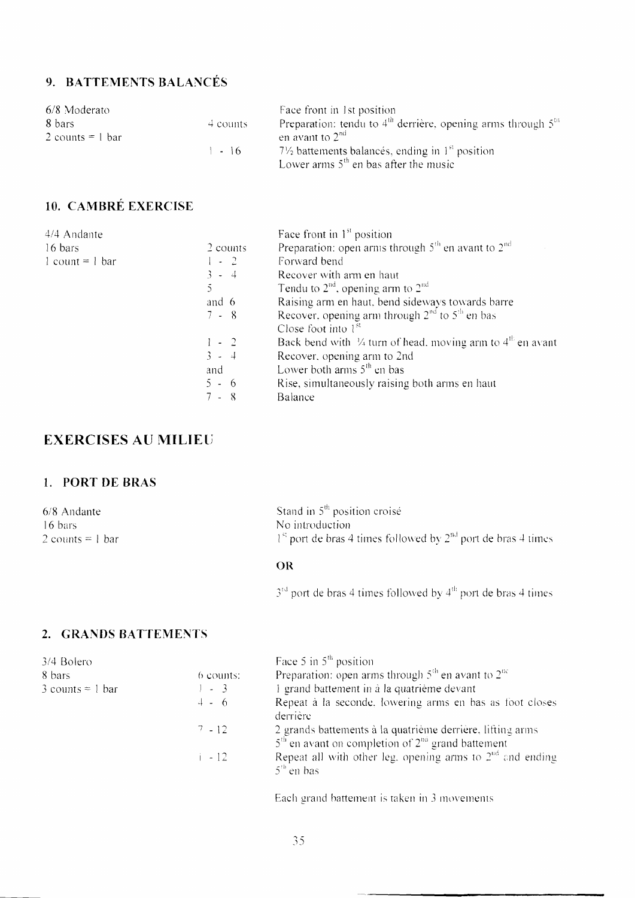## 9. BATTEMENTS BALANCÉS

| | | |
|---|---|---|
| 6/8 Moderato | | Face front in 1st position |
| 8 bars | 4 counts | Preparation: tendu to 4th derrière, opening arms through 5th en avant to 2nd |
| 2 counts = 1 bar | 1 - 16 | 7½ battements balancés, ending in 1st position |
| | | Lower arms 5th en bas after the music |

## 10. CAMBRÉ EXERCISE

| | | |
|---|---|---|
| 4/4 Andante | | Face front in 1st position |
| 16 bars | 2 counts | Preparation: open arms through 5th en avant to 2nd |
| 1 count = 1 bar | 1 - 2 | Forward bend |
| | 3 - 4 | Recover with arm en haut |
| | 5 | Tendu to 2nd, opening arm to 2nd |
| | and 6 | Raising arm en haut, bend sideways towards barre |
| | 7 - 8 | Recover, opening arm through 2nd to 5th en bas |
| | | Close foot into 1st |
| | 1 - 2 | Back bend with ¼ turn of head, moving arm to 4th en avant |
| | 3 - 4 | Recover, opening arm to 2nd |
| | and | Lower both arms 5th en bas |
| | 5 - 6 | Rise, simultaneously raising both arms en haut |
| | 7 - 8 | Balance |

# EXERCISES AU MILIEU

## 1. PORT DE BRAS

| | |
|---|---|
| 6/8 Andante | Stand in 5th position croisé |
| 16 bars | No introduction |
| 2 counts = 1 bar | 1st port de bras 4 times followed by 2nd port de bras 4 times |

**OR**

3rd port de bras 4 times followed by 4th port de bras 4 times

## 2. GRANDS BATTEMENTS

| | | |
|---|---|---|
| 3/4 Bolero | | Face 5 in 5th position |
| 8 bars | 6 counts: | Preparation: open arms through 5th en avant to 2nd |
| 3 counts = 1 bar | 1 - 3 | 1 grand battement in à la quatrième devant |
| | 4 - 6 | Repeat à la seconde, lowering arms en bas as foot closes derrière |
| | 7 - 12 | 2 grands battements à la quatrième derrière, lifting arms 5th en avant on completion of 2nd grand battement |
| | 1 - 12 | Repeat all with other leg, opening arms to 2nd and ending 5th en bas |

Each grand battement is taken in 3 movements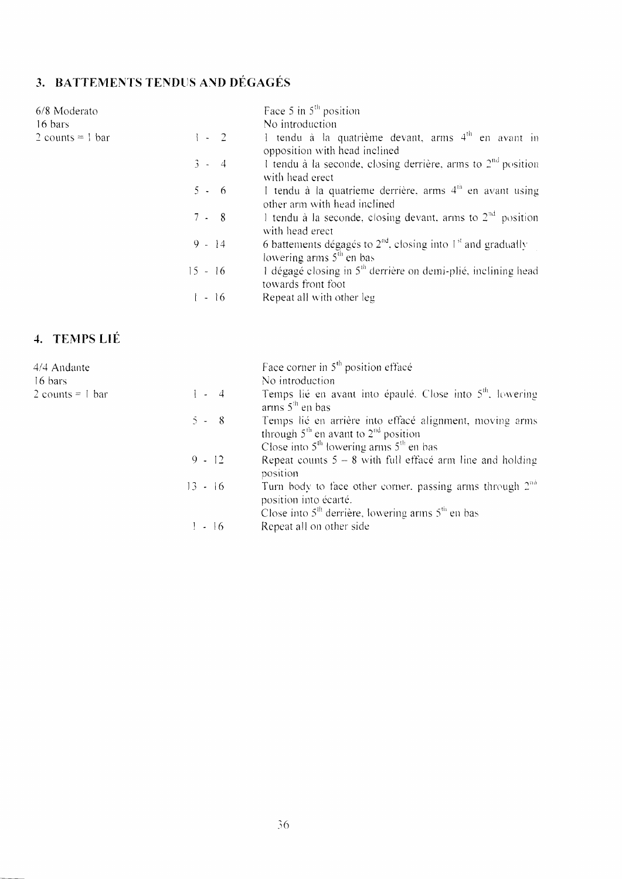## 3. BATTEMENTS TENDUS AND DÉGAGÉS

| | | |
|---|---|---|
| 6/8 Moderato | | Face 5 in 5th position |
| 16 bars | | No introduction |
| 2 counts = 1 bar | 1 - 2 | 1 tendu à la quatrième devant, arms 4th en avant in opposition with head inclined |
| | 3 - 4 | 1 tendu à la seconde, closing derrière, arms to 2nd position with head erect |
| | 5 - 6 | 1 tendu à la quatrieme derrière, arms 4th en avant using other arm with head inclined |
| | 7 - 8 | 1 tendu à la seconde, closing devant, arms to 2nd position with head erect |
| | 9 - 14 | 6 battements dégagés to 2nd, closing into 1st and gradually lowering arms 5th en bas |
| | 15 - 16 | 1 dégagé closing in 5th derrière on demi-plié, inclining head towards front foot |
| | 1 - 16 | Repeat all with other leg |

## 4. TEMPS LIÉ

| | | |
|---|---|---|
| 4/4 Andante | | Face corner in 5th position effacé |
| 16 bars | | No introduction |
| 2 counts = 1 bar | 1 - 4 | Temps lié en avant into épaulé. Close into 5th, lowering arms 5th en bas |
| | 5 - 8 | Temps lié en arrière into effacé alignment, moving arms through 5th en avant to 2nd position<br>Close into 5th lowering arms 5th en bas |
| | 9 - 12 | Repeat counts 5 – 8 with full effacé arm line and holding position |
| | 13 - 16 | Turn body to face other corner, passing arms through 2nd position into écarté.<br>Close into 5th derrière, lowering arms 5th en bas |
| | 1 - 16 | Repeat all on other side |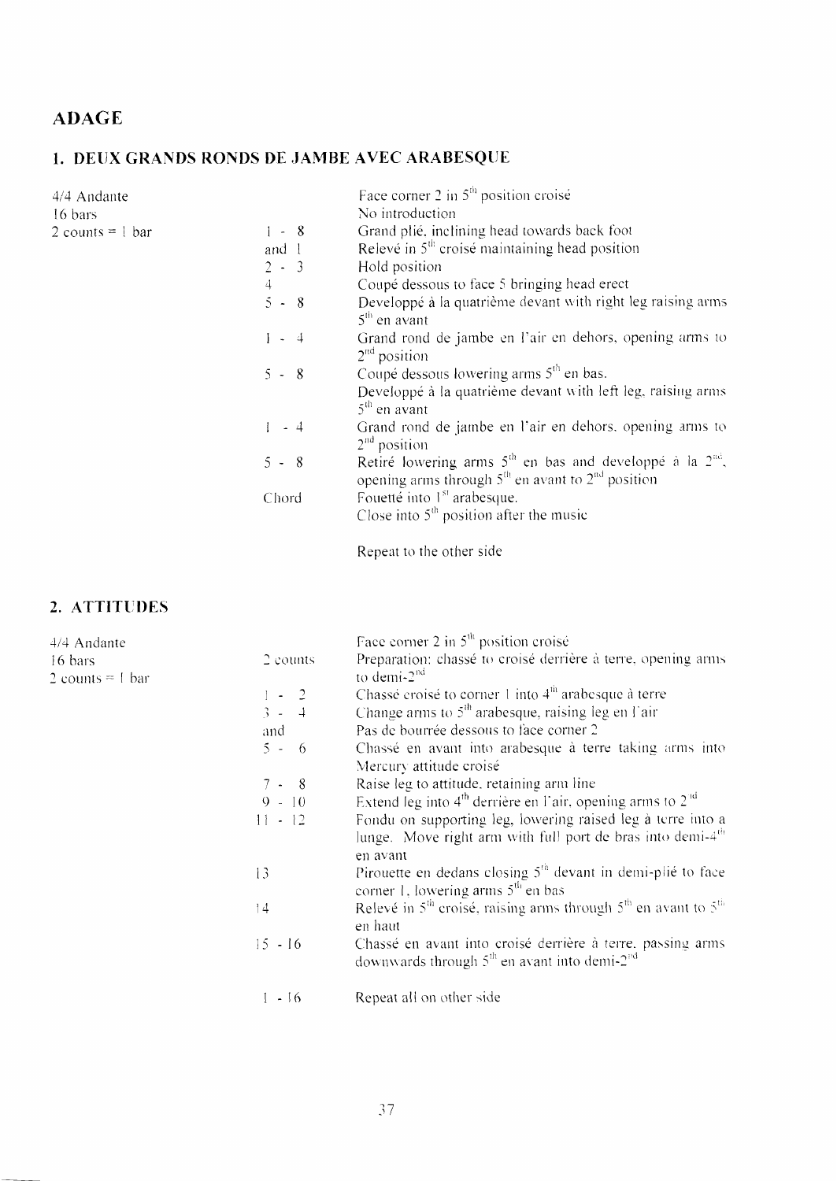## ADAGE

### 1. DEUX GRANDS RONDS DE JAMBE AVEC ARABESQUE

| | | |
|---|---|---|
| 4/4 Andante | | Face corner 2 in 5th position croisé |
| 16 bars | | No introduction |
| 2 counts = 1 bar | 1 - 8 | Grand plié, inclining head towards back foot |
| | and 1 | Relevé in 5th croisé maintaining head position |
| | 2 - 3 | Hold position |
| | 4 | Coupé dessous to face 5 bringing head erect |
| | 5 - 8 | Developpé à la quatrième devant with right leg raising arms 5th en avant |
| | 1 - 4 | Grand rond de jambe en l'air en dehors, opening arms to 2nd position |
| | 5 - 8 | Coupé dessous lowering arms 5th en bas. Developpé à la quatrième devant with left leg, raising arms 5th en avant |
| | 1 - 4 | Grand rond de jambe en l'air en dehors, opening arms to 2nd position |
| | 5 - 8 | Retiré lowering arms 5th en bas and developpé à la 2nd, opening arms through 5th en avant to 2nd position |
| | Chord | Fouetté into 1st arabesque. Close into 5th position after the music |
| | | Repeat to the other side |

### 2. ATTITUDES

| | | |
|---|---|---|
| 4/4 Andante | | Face corner 2 in 5th position croisé |
| 16 bars | 2 counts | Preparation: chassé to croisé derrière à terre, opening arms to demi-2nd |
| 2 counts = 1 bar | 1 - 2 | Chassé croisé to corner 1 into 4th arabesque à terre |
| | 3 - 4 | Change arms to 5th arabesque, raising leg en l'air |
| | and | Pas de bourrée dessous to face corner 2 |
| | 5 - 6 | Chassé en avant into arabesque à terre taking arms into Mercury attitude croisé |
| | 7 - 8 | Raise leg to attitude, retaining arm line |
| | 9 - 10 | Extend leg into 4th derrière en l'air, opening arms to 2nd |
| | 11 - 12 | Fondu on supporting leg, lowering raised leg à terre into a lunge. Move right arm with full port de bras into demi-4th en avant |
| | 13 | Pirouette en dedans closing 5th devant in demi-plié to face corner 1, lowering arms 5th en bas |
| | 14 | Relevé in 5th croisé, raising arms through 5th en avant to 5th en haut |
| | 15 - 16 | Chassé en avant into croisé derrière à terre, passing arms downwards through 5th en avant into demi-2nd |
| | 1 - 16 | Repeat all on other side |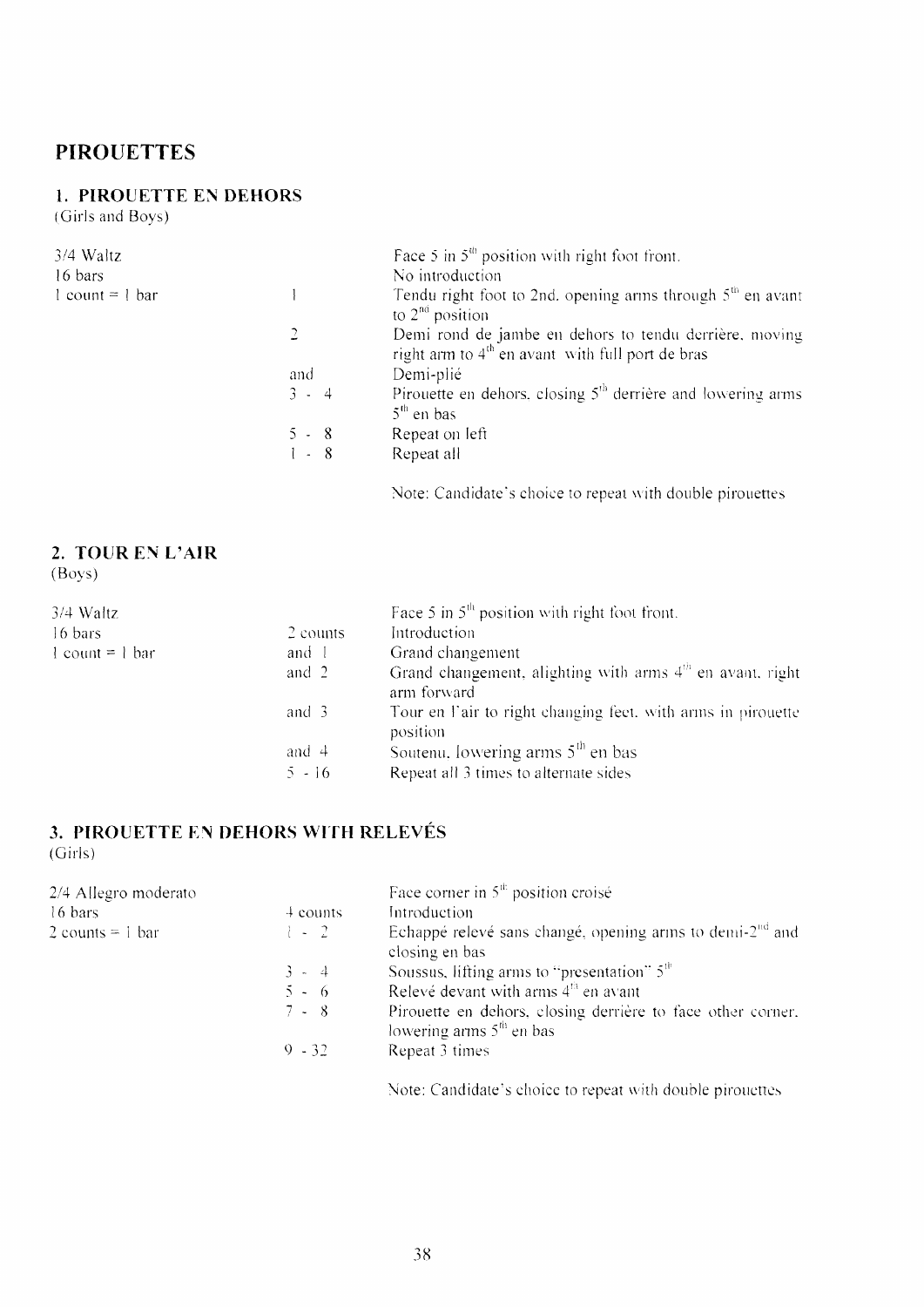# PIROUETTES

## 1. PIROUETTE EN DEHORS

(Girls and Boys)

| | | |
|---|---|---|
| 3/4 Waltz | | Face 5 in 5th position with right foot front. |
| 16 bars | | No introduction |
| 1 count = 1 bar | 1 | Tendu right foot to 2nd, opening arms through 5th en avant to 2nd position |
| | 2 | Demi rond de jambe en dehors to tendu derrière, moving right arm to 4th en avant with full port de bras |
| | and | Demi-plié |
| | 3 - 4 | Pirouette en dehors, closing 5th derrière and lowering arms 5th en bas |
| | 5 - 8 | Repeat on left |
| | 1 - 8 | Repeat all |

Note: Candidate's choice to repeat with double pirouettes

## 2. TOUR EN L'AIR

(Boys)

| | | |
|---|---|---|
| 3/4 Waltz | | Face 5 in 5th position with right foot front. |
| 16 bars | 2 counts | Introduction |
| 1 count = 1 bar | and 1 | Grand changement |
| | and 2 | Grand changement, alighting with arms 4th en avant, right arm forward |
| | and 3 | Tour en l'air to right changing feet, with arms in pirouette position |
| | and 4 | Soutenu, lowering arms 5th en bas |
| | 5 - 16 | Repeat all 3 times to alternate sides |

## 3. PIROUETTE EN DEHORS WITH RELEVÉS

(Girls)

| | | |
|---|---|---|
| 2/4 Allegro moderato | | Face corner in 5th position croisé |
| 16 bars | 4 counts | Introduction |
| 2 counts = 1 bar | 1 - 2 | Echappé relevé sans changé, opening arms to demi-2nd and closing en bas |
| | 3 - 4 | Soussus, lifting arms to "presentation" 5th |
| | 5 - 6 | Relevé devant with arms 4th en avant |
| | 7 - 8 | Pirouette en dehors, closing derrière to face other corner, lowering arms 5th en bas |
| | 9 - 32 | Repeat 3 times |

Note: Candidate's choice to repeat with double pirouettes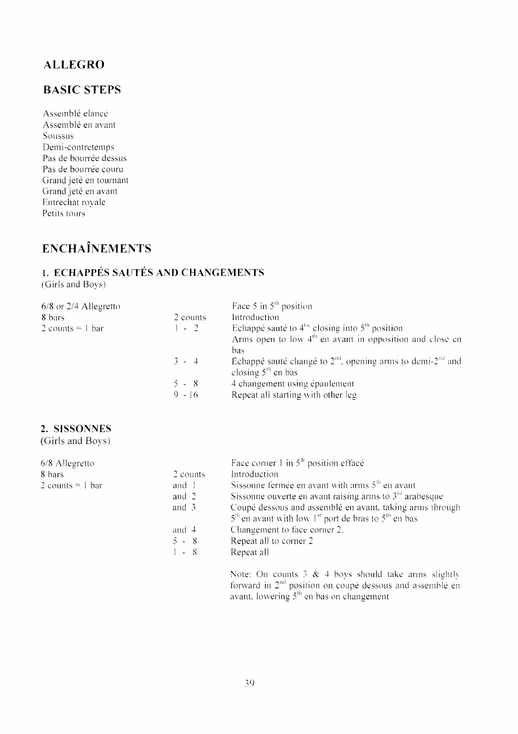# ALLEGRO

## BASIC STEPS

Assemblé elancé
Assemblé en avant
Soussus
Demi-contretemps
Pas de bourrée dessus
Pas de bourrée couru
Grand jeté en tournant
Grand jeté en avant
Entrechat royale
Petits tours

# ENCHAÎNEMENTS

## 1. ECHAPPÉS SAUTÉS AND CHANGEMENTS

(Girls and Boys)

| | | |
|---|---|---|
| 6/8 or 2/4 Allegretto | | Face 5 in 5th position |
| 8 bars | 2 counts | Introduction |
| 2 counts = 1 bar | 1 - 2 | Echappé sauté to 4th closing into 5th position<br>Arms open to low 4th en avant in opposition and close en bas |
| | 3 - 4 | Echappé sauté changé to 2nd, opening arms to demi-2nd and closing 5th en bas |
| | 5 - 8 | 4 changement using épaulement |
| | 9 - 16 | Repeat all starting with other leg |

## 2. SISSONNES

(Girls and Boys)

| | | |
|---|---|---|
| 6/8 Allegretto | | Face corner 1 in 5th position effacé |
| 8 bars | 2 counts | Introduction |
| 2 counts = 1 bar | and 1 | Sissonne fermée en avant with arms 5th en avant |
| | and 2 | Sissonne ouverte en avant raising arms to 3rd arabesque |
| | and 3 | Coupé dessous and assemblé en avant, taking arms through 5th en avant with low 1st port de bras to 5th en bas |
| | and 4 | Changement to face corner 2. |
| | 5 - 8 | Repeat all to corner 2 |
| | 1 - 8 | Repeat all |

Note: On counts 3 & 4 boys should take arms slightly forward in 2nd position on coupé dessous and assemblé en avant, lowering 5th en bas on changement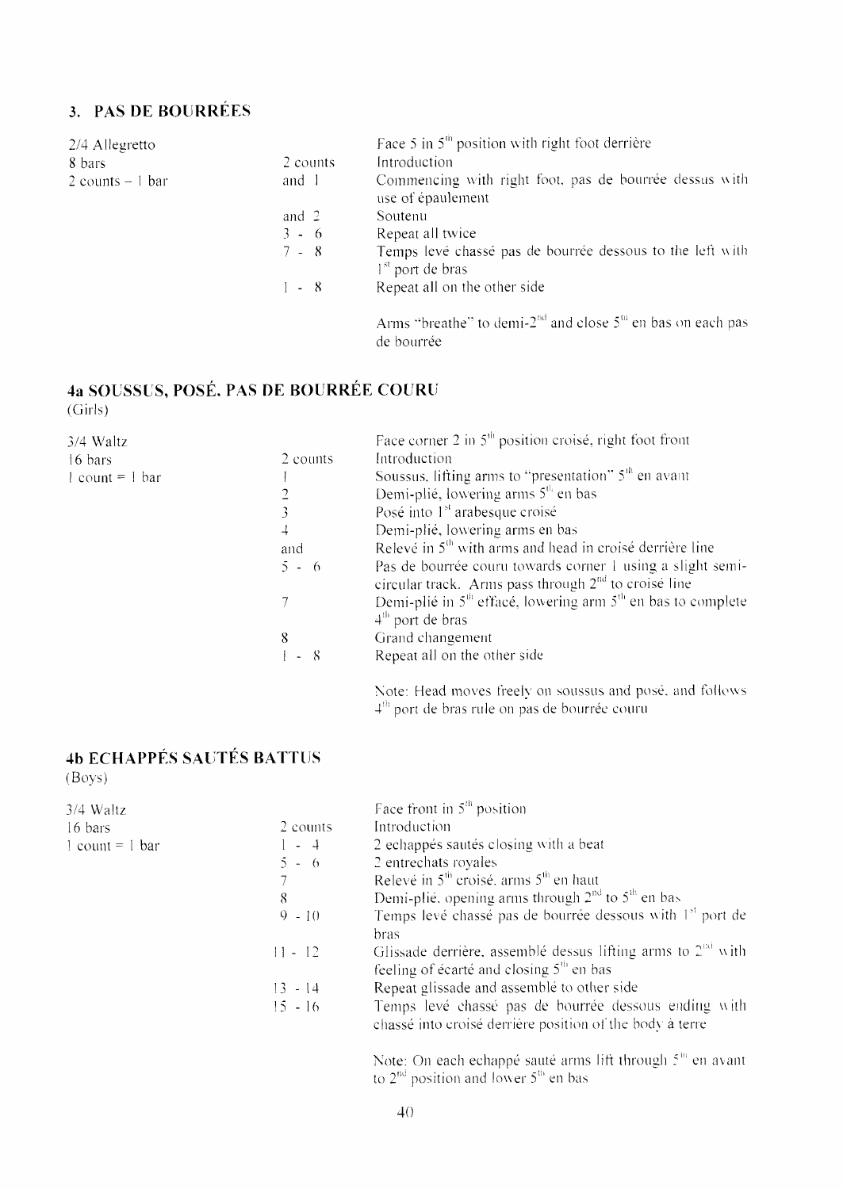## 3. PAS DE BOURRÉES

| | | |
|---|---|---|
| 2/4 Allegretto | | Face 5 in 5th position with right foot derrière |
| 8 bars | 2 counts | Introduction |
| 2 counts – 1 bar | and 1 | Commencing with right foot, pas de bourrée dessus with use of épaulement |
| | and 2 | Soutenu |
| | 3 - 6 | Repeat all twice |
| | 7 - 8 | Temps levé chassé pas de bourrée dessous to the left with 1st port de bras |
| | 1 - 8 | Repeat all on the other side |
| | | Arms "breathe" to demi-2nd and close 5th en bas on each pas de bourrée |

## 4a SOUSSUS, POSÉ, PAS DE BOURRÉE COURU

(Girls)

| | | |
|---|---|---|
| 3/4 Waltz | | Face corner 2 in 5th position croisé, right foot front |
| 16 bars | 2 counts | Introduction |
| 1 count = 1 bar | 1 | Soussus, lifting arms to "presentation" 5th en avant |
| | 2 | Demi-plié, lowering arms 5th en bas |
| | 3 | Posé into 1st arabesque croisé |
| | 4 | Demi-plié, lowering arms en bas |
| | and | Relevé in 5th with arms and head in croisé derrière line |
| | 5 - 6 | Pas de bourrée couru towards corner 1 using a slight semi-circular track. Arms pass through 2nd to croisé line |
| | 7 | Demi-plié in 5th effacé, lowering arm 5th en bas to complete 4th port de bras |
| | 8 | Grand changement |
| | 1 - 8 | Repeat all on the other side |
| | | Note: Head moves freely on soussus and posé, and follows 4th port de bras rule on pas de bourrée couru |

## 4b ECHAPPÉS SAUTÉS BATTUS

(Boys)

| | | |
|---|---|---|
| 3/4 Waltz | | Face front in 5th position |
| 16 bars | 2 counts | Introduction |
| 1 count = 1 bar | 1 - 4 | 2 echappés sautés closing with a beat |
| | 5 - 6 | 2 entrechats royales |
| | 7 | Relevé in 5th croisé, arms 5th en haut |
| | 8 | Demi-plié, opening arms through 2nd to 5th en bas |
| | 9 - 10 | Temps levé chassé pas de bourrée dessous with 1st port de bras |
| | 11 - 12 | Glissade derrière, assemblé dessus lifting arms to 2nd with feeling of écarté and closing 5th en bas |
| | 13 - 14 | Repeat glissade and assemblé to other side |
| | 15 - 16 | Temps levé chassé pas de bourrée dessous ending with chassé into croisé derrière position of the body à terre |
| | | Note: On each echappé sauté arms lift through 5th en avant to 2nd position and lower 5th en bas |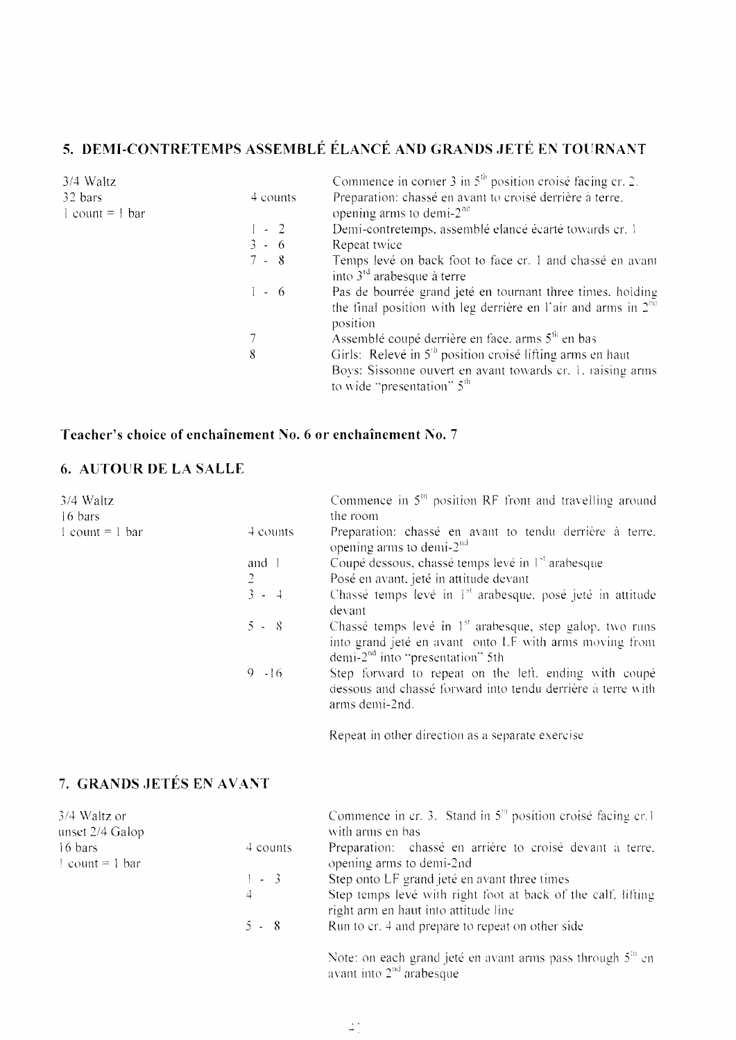## 5. DEMI-CONTRETEMPS ASSEMBLÉ ÉLANCÉ AND GRANDS JETÉ EN TOURNANT

| | | |
|---|---|---|
| 3/4 Waltz | | Commence in corner 3 in 5th position croisé facing cr. 2. |
| 32 bars | 4 counts | Preparation: chassé en avant to croisé derrière à terre, opening arms to demi-2nd |
| 1 count = 1 bar | 1 - 2 | Demi-contretemps, assemblé elancé écarté towards cr. 1 |
| | 3 - 6 | Repeat twice |
| | 7 - 8 | Temps levé on back foot to face cr. 1 and chassé en avant into 3rd arabesque à terre |
| | 1 - 6 | Pas de bourrée grand jeté en tournant three times, holding the final position with leg derrière en l'air and arms in 2nd position |
| | 7 | Assemblé coupé derrière en face, arms 5th en bas |
| | 8 | Girls: Relevé in 5th position croisé lifting arms en haut<br>Boys: Sissonne ouvert en avant towards cr. 1, raising arms to wide "presentation" 5th |

**Teacher's choice of enchaînement No. 6 or enchaînement No. 7**

## 6. AUTOUR DE LA SALLE

| | | |
|---|---|---|
| 3/4 Waltz<br>16 bars | | Commence in 5th position RF front and travelling around the room |
| 1 count = 1 bar | 4 counts | Preparation: chassé en avant to tendu derrière à terre, opening arms to demi-2nd |
| | and 1 | Coupé dessous, chassé temps levé in 1st arabesque |
| | 2 | Posé en avant, jeté in attitude devant |
| | 3 - 4 | Chassé temps levé in 1st arabesque, posé jeté in attitude devant |
| | 5 - 8 | Chassé temps levé in 1st arabesque, step galop, two runs into grand jeté en avant onto LF with arms moving from demi-2nd into "presentation" 5th |
| | 9 - 16 | Step forward to repeat on the left, ending with coupé dessous and chassé forward into tendu derrière à terre with arms demi-2nd. |

Repeat in other direction as a separate exercise

## 7. GRANDS JETÉS EN AVANT

| | | |
|---|---|---|
| 3/4 Waltz or<br>unset 2/4 Galop | | Commence in cr. 3. Stand in 5th position croisé facing cr.1 with arms en bas |
| 16 bars<br>1 count = 1 bar | 4 counts | Preparation: chassé en arrière to croisé devant à terre, opening arms to demi-2nd |
| | 1 - 3 | Step onto LF grand jeté en avant three times |
| | 4 | Step temps levé with right foot at back of the calf, lifting right arm en haut into attitude line |
| | 5 - 8 | Run to cr. 4 and prepare to repeat on other side |

Note: on each grand jeté en avant arms pass through 5th en avant into 2nd arabesque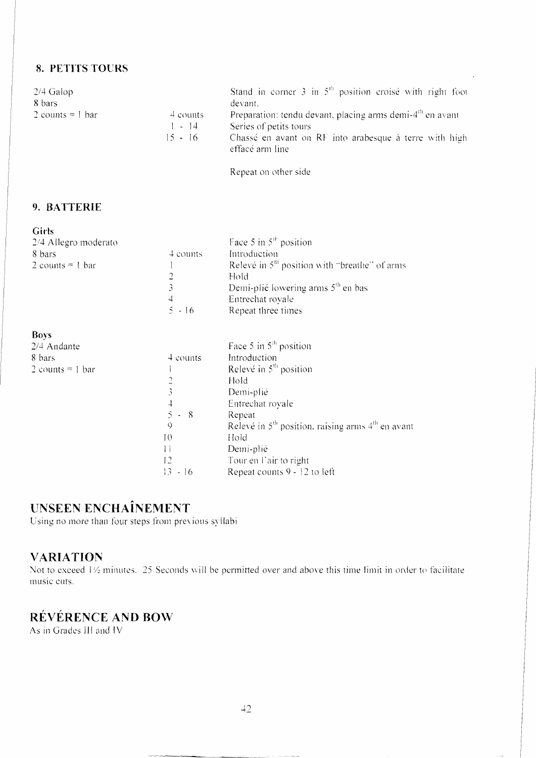### 8. PETITS TOURS

| | | |
|---|---|---|
| 2/4 Galop | | Stand in corner 3 in 5th position croisé with right foot devant. |
| 8 bars | | |
| 2 counts = 1 bar | 4 counts | Preparation: tendu devant, placing arms demi-4th en avant |
| | 1 - 14 | Series of petits tours |
| | 15 - 16 | Chassé en avant on RF into arabesque à terre with high effacé arm line |
| | | Repeat on other side |

### 9. BATTERIE

**Girls**

| | | |
|---|---|---|
| 2/4 Allegro moderato | | Face 5 in 5th position |
| 8 bars | 4 counts | Introduction |
| 2 counts = 1 bar | 1 | Relevé in 5th position with "breathe" of arms |
| | 2 | Hold |
| | 3 | Demi-plié lowering arms 5th en bas |
| | 4 | Entrechat royale |
| | 5 - 16 | Repeat three times |

**Boys**

| | | |
|---|---|---|
| 2/4 Andante | | Face 5 in 5th position |
| 8 bars | 4 counts | Introduction |
| 2 counts = 1 bar | 1 | Relevé in 5th position |
| | 2 | Hold |
| | 3 | Demi-plié |
| | 4 | Entrechat royale |
| | 5 - 8 | Repeat |
| | 9 | Relevé in 5th position, raising arms 4th en avant |
| | 10 | Hold |
| | 11 | Demi-plié |
| | 12 | Tour en l'air to right |
| | 13 - 16 | Repeat counts 9 - 12 to left |

## UNSEEN ENCHAÎNEMENT

Using no more than four steps from previous syllabi

## VARIATION

Not to exceed 1½ minutes. 25 Seconds will be permitted over and above this time limit in order to facilitate music cuts.

## RÉVÉRENCE AND BOW

As in Grades III and IV